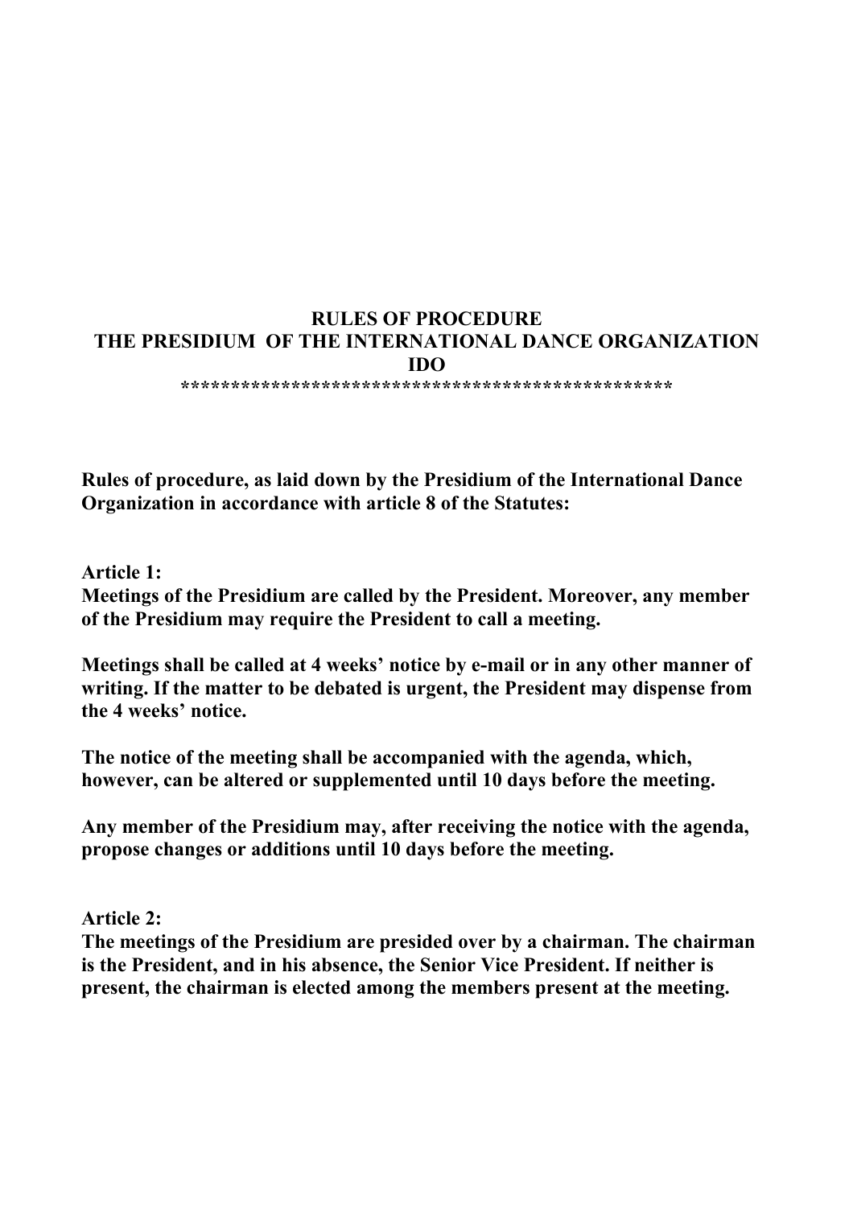# RULES OF PROCEDURE
# THE PRESIDIUM OF THE INTERNATIONAL DANCE ORGANIZATION
# IDO

************************************************

**Rules of procedure, as laid down by the Presidium of the International Dance Organization in accordance with article 8 of the Statutes:**

**Article 1:**

**Meetings of the Presidium are called by the President. Moreover, any member of the Presidium may require the President to call a meeting.**

**Meetings shall be called at 4 weeks' notice by e-mail or in any other manner of writing. If the matter to be debated is urgent, the President may dispense from the 4 weeks' notice.**

**The notice of the meeting shall be accompanied with the agenda, which, however, can be altered or supplemented until 10 days before the meeting.**

**Any member of the Presidium may, after receiving the notice with the agenda, propose changes or additions until 10 days before the meeting.**

**Article 2:**

**The meetings of the Presidium are presided over by a chairman. The chairman is the President, and in his absence, the Senior Vice President. If neither is present, the chairman is elected among the members present at the meeting.**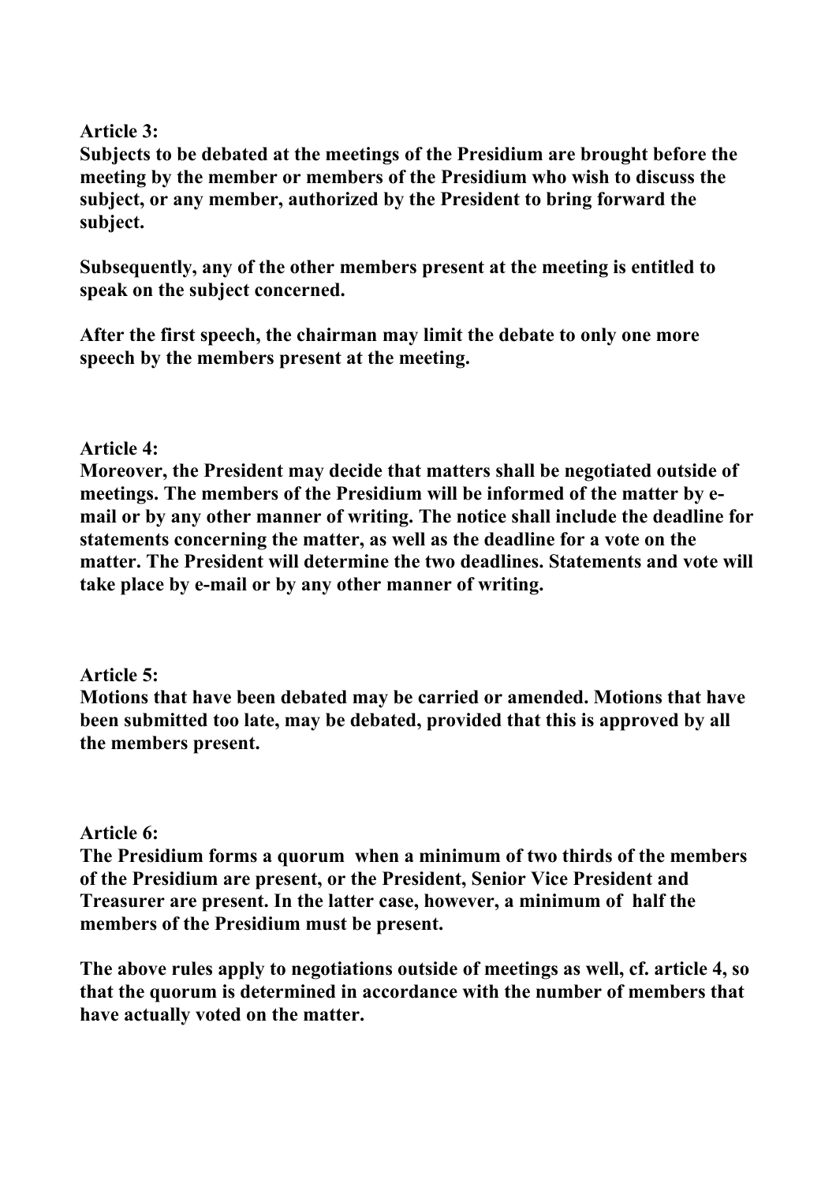**Article 3:**
**Subjects to be debated at the meetings of the Presidium are brought before the meeting by the member or members of the Presidium who wish to discuss the subject, or any member, authorized by the President to bring forward the subject.**

**Subsequently, any of the other members present at the meeting is entitled to speak on the subject concerned.**

**After the first speech, the chairman may limit the debate to only one more speech by the members present at the meeting.**

**Article 4:**
**Moreover, the President may decide that matters shall be negotiated outside of meetings. The members of the Presidium will be informed of the matter by e-mail or by any other manner of writing. The notice shall include the deadline for statements concerning the matter, as well as the deadline for a vote on the matter. The President will determine the two deadlines. Statements and vote will take place by e-mail or by any other manner of writing.**

**Article 5:**
**Motions that have been debated may be carried or amended. Motions that have been submitted too late, may be debated, provided that this is approved by all the members present.**

**Article 6:**
**The Presidium forms a quorum when a minimum of two thirds of the members of the Presidium are present, or the President, Senior Vice President and Treasurer are present. In the latter case, however, a minimum of half the members of the Presidium must be present.**

**The above rules apply to negotiations outside of meetings as well, cf. article 4, so that the quorum is determined in accordance with the number of members that have actually voted on the matter.**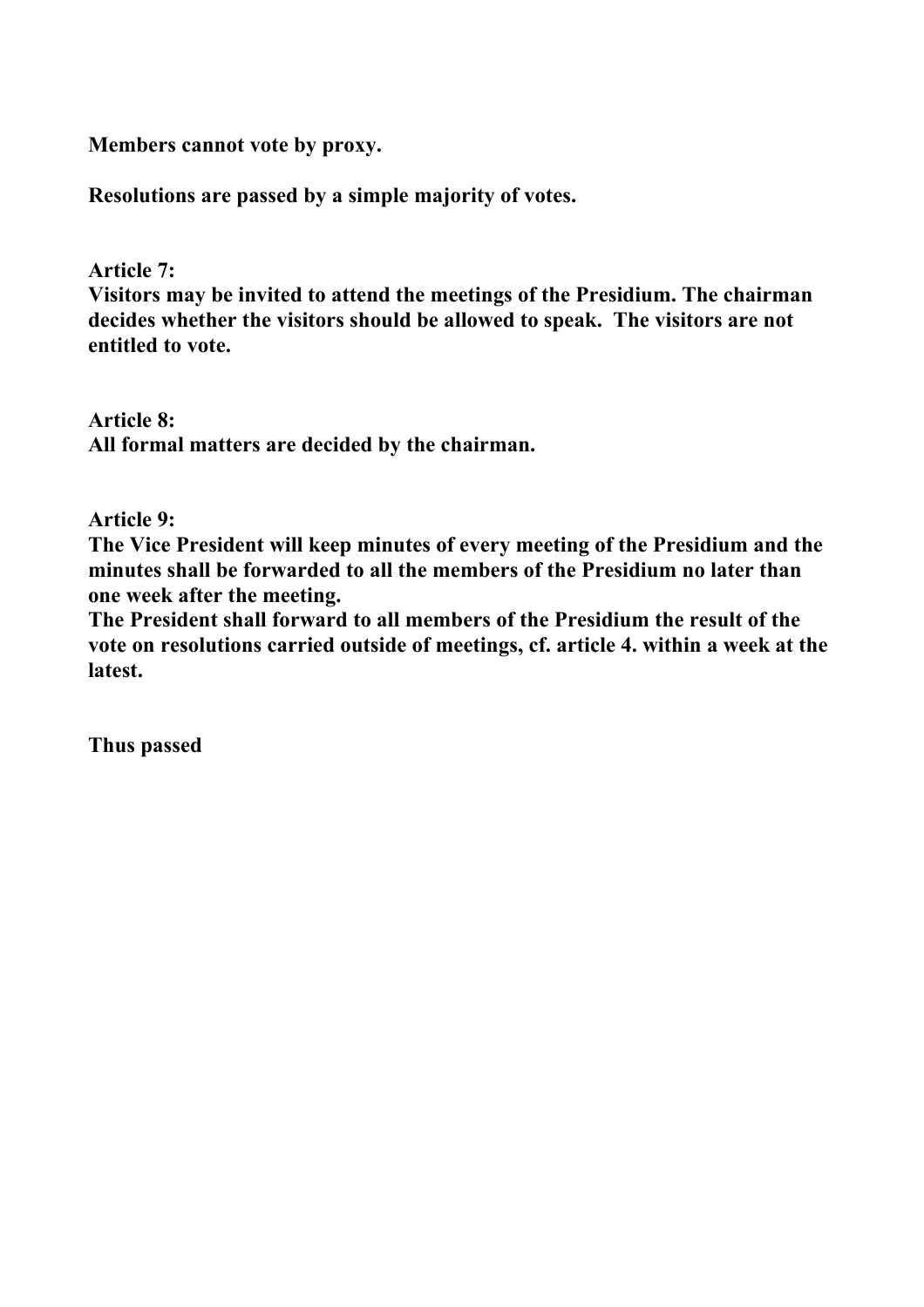**Members cannot vote by proxy.**

**Resolutions are passed by a simple majority of votes.**

**Article 7:**
**Visitors may be invited to attend the meetings of the Presidium. The chairman decides whether the visitors should be allowed to speak. The visitors are not entitled to vote.**

**Article 8:**
**All formal matters are decided by the chairman.**

**Article 9:**
**The Vice President will keep minutes of every meeting of the Presidium and the minutes shall be forwarded to all the members of the Presidium no later than one week after the meeting.**
**The President shall forward to all members of the Presidium the result of the vote on resolutions carried outside of meetings, cf. article 4. within a week at the latest.**

**Thus passed**